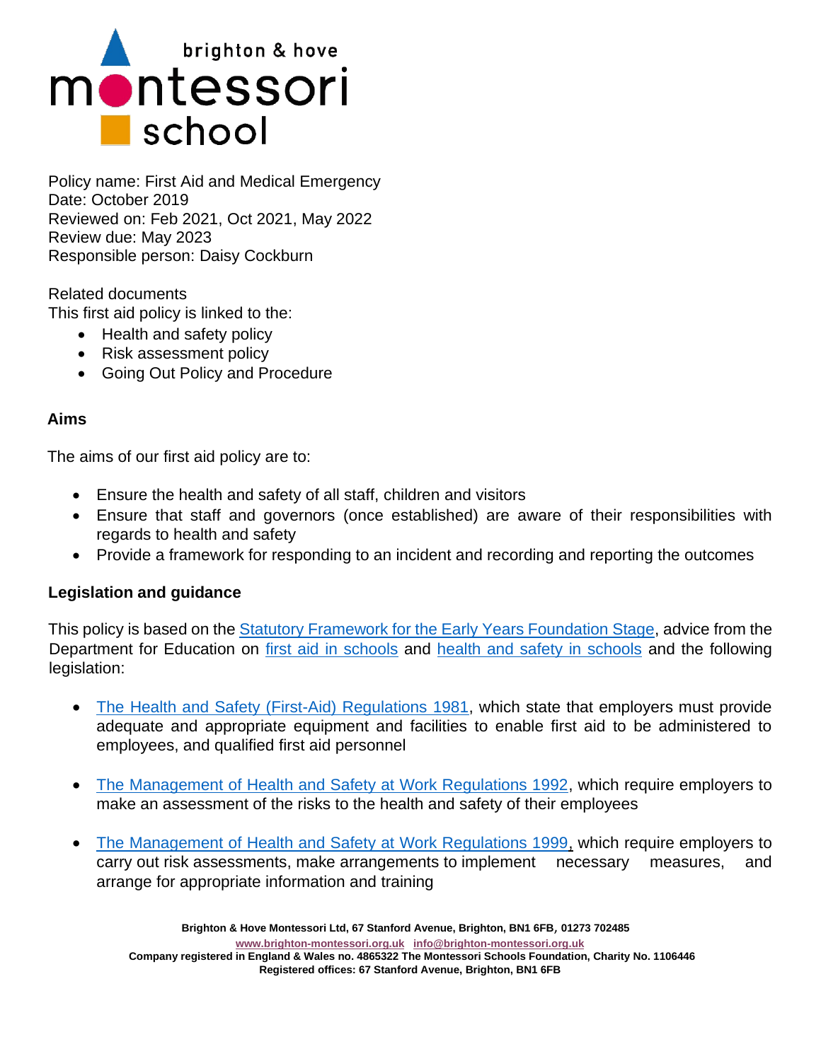brighton & hove montessori school

Policy name: First Aid and Medical Emergency
Date: October 2019
Reviewed on: Feb 2021, Oct 2021, May 2022
Review due: May 2023
Responsible person: Daisy Cockburn

Related documents
This first aid policy is linked to the:

- Health and safety policy
- Risk assessment policy
- Going Out Policy and Procedure

## Aims

The aims of our first aid policy are to:

- Ensure the health and safety of all staff, children and visitors
- Ensure that staff and governors (once established) are aware of their responsibilities with regards to health and safety
- Provide a framework for responding to an incident and recording and reporting the outcomes

## Legislation and guidance

This policy is based on the Statutory Framework for the Early Years Foundation Stage, advice from the Department for Education on first aid in schools and health and safety in schools and the following legislation:

- The Health and Safety (First-Aid) Regulations 1981, which state that employers must provide adequate and appropriate equipment and facilities to enable first aid to be administered to employees, and qualified first aid personnel

- The Management of Health and Safety at Work Regulations 1992, which require employers to make an assessment of the risks to the health and safety of their employees

- The Management of Health and Safety at Work Regulations 1999, which require employers to carry out risk assessments, make arrangements to implement necessary measures, and arrange for appropriate information and training

Brighton & Hove Montessori Ltd, 67 Stanford Avenue, Brighton, BN1 6FB, 01273 702485
www.brighton-montessori.org.uk info@brighton-montessori.org.uk
Company registered in England & Wales no. 4865322 The Montessori Schools Foundation, Charity No. 1106446
Registered offices: 67 Stanford Avenue, Brighton, BN1 6FB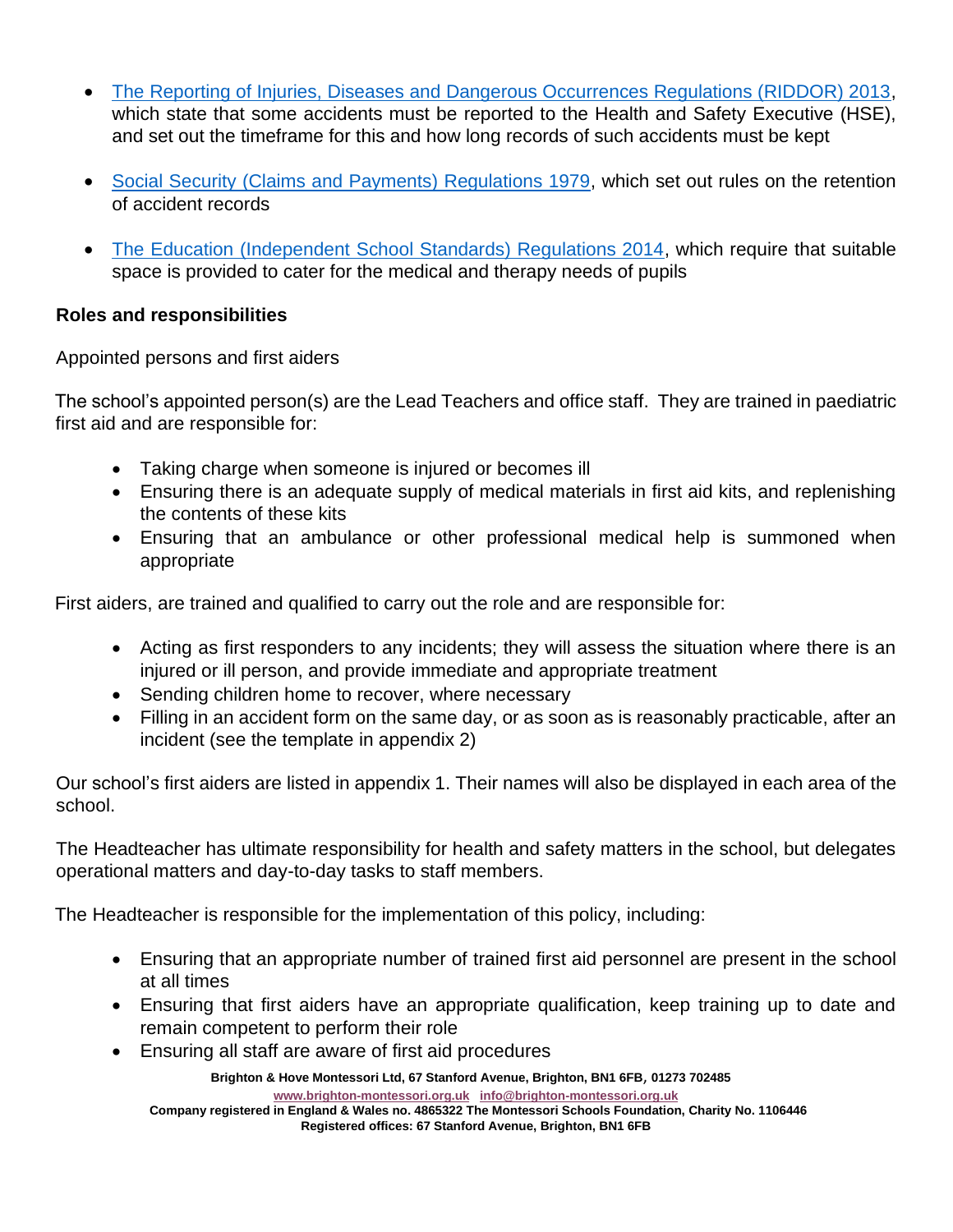- The Reporting of Injuries, Diseases and Dangerous Occurrences Regulations (RIDDOR) 2013, which state that some accidents must be reported to the Health and Safety Executive (HSE), and set out the timeframe for this and how long records of such accidents must be kept

- Social Security (Claims and Payments) Regulations 1979, which set out rules on the retention of accident records

- The Education (Independent School Standards) Regulations 2014, which require that suitable space is provided to cater for the medical and therapy needs of pupils

**Roles and responsibilities**

Appointed persons and first aiders

The school's appointed person(s) are the Lead Teachers and office staff. They are trained in paediatric first aid and are responsible for:

- Taking charge when someone is injured or becomes ill
- Ensuring there is an adequate supply of medical materials in first aid kits, and replenishing the contents of these kits
- Ensuring that an ambulance or other professional medical help is summoned when appropriate

First aiders, are trained and qualified to carry out the role and are responsible for:

- Acting as first responders to any incidents; they will assess the situation where there is an injured or ill person, and provide immediate and appropriate treatment
- Sending children home to recover, where necessary
- Filling in an accident form on the same day, or as soon as is reasonably practicable, after an incident (see the template in appendix 2)

Our school's first aiders are listed in appendix 1. Their names will also be displayed in each area of the school.

The Headteacher has ultimate responsibility for health and safety matters in the school, but delegates operational matters and day-to-day tasks to staff members.

The Headteacher is responsible for the implementation of this policy, including:

- Ensuring that an appropriate number of trained first aid personnel are present in the school at all times
- Ensuring that first aiders have an appropriate qualification, keep training up to date and remain competent to perform their role
- Ensuring all staff are aware of first aid procedures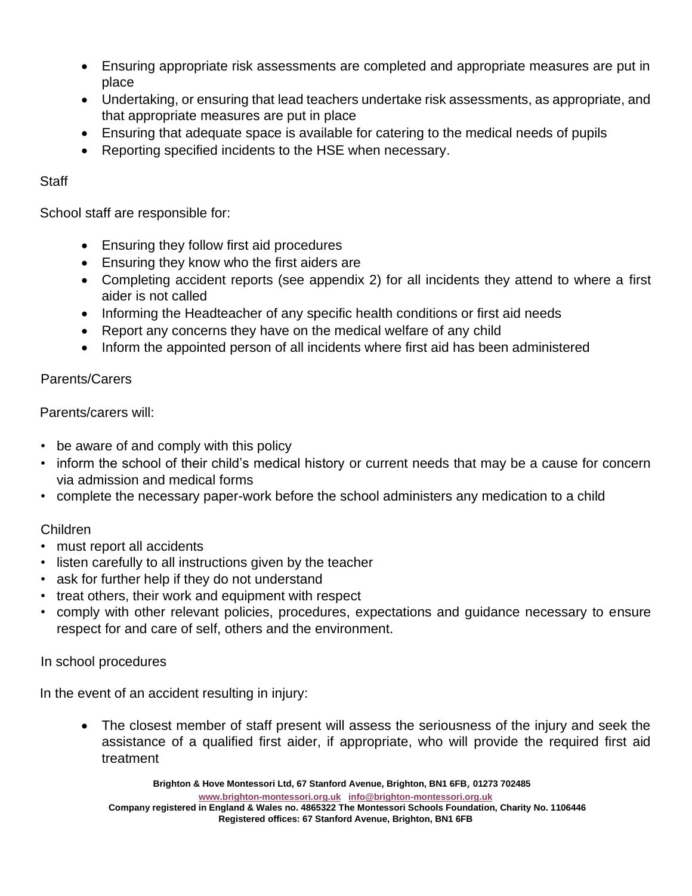- Ensuring appropriate risk assessments are completed and appropriate measures are put in place
- Undertaking, or ensuring that lead teachers undertake risk assessments, as appropriate, and that appropriate measures are put in place
- Ensuring that adequate space is available for catering to the medical needs of pupils
- Reporting specified incidents to the HSE when necessary.

Staff

School staff are responsible for:

- Ensuring they follow first aid procedures
- Ensuring they know who the first aiders are
- Completing accident reports (see appendix 2) for all incidents they attend to where a first aider is not called
- Informing the Headteacher of any specific health conditions or first aid needs
- Report any concerns they have on the medical welfare of any child
- Inform the appointed person of all incidents where first aid has been administered

Parents/Carers

Parents/carers will:

- be aware of and comply with this policy
- inform the school of their child's medical history or current needs that may be a cause for concern via admission and medical forms
- complete the necessary paper-work before the school administers any medication to a child

Children

- must report all accidents
- listen carefully to all instructions given by the teacher
- ask for further help if they do not understand
- treat others, their work and equipment with respect
- comply with other relevant policies, procedures, expectations and guidance necessary to ensure respect for and care of self, others and the environment.

In school procedures

In the event of an accident resulting in injury:

- The closest member of staff present will assess the seriousness of the injury and seek the assistance of a qualified first aider, if appropriate, who will provide the required first aid treatment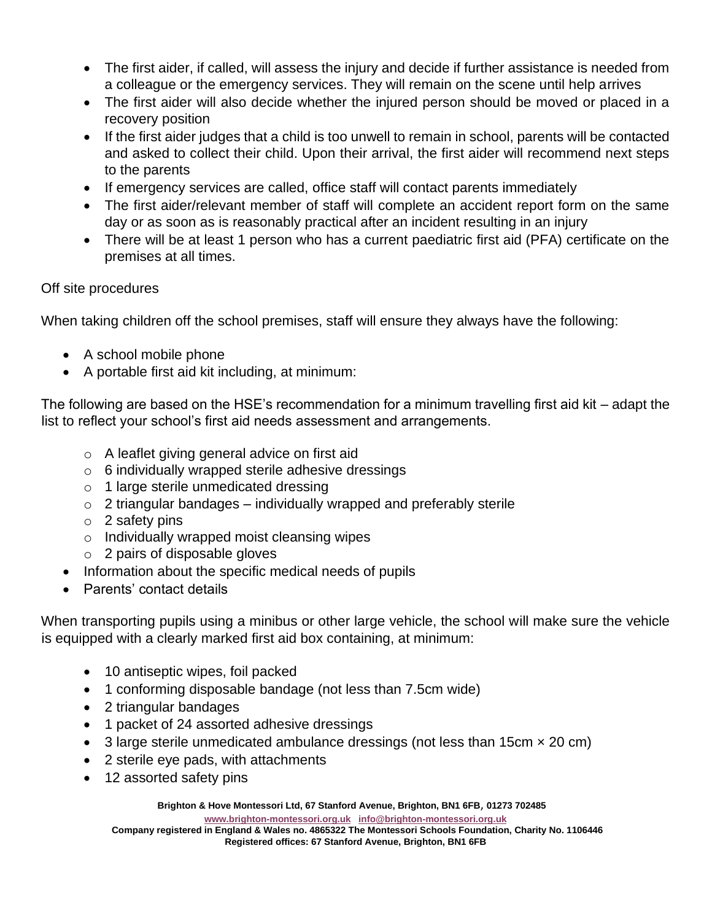- The first aider, if called, will assess the injury and decide if further assistance is needed from a colleague or the emergency services. They will remain on the scene until help arrives
- The first aider will also decide whether the injured person should be moved or placed in a recovery position
- If the first aider judges that a child is too unwell to remain in school, parents will be contacted and asked to collect their child. Upon their arrival, the first aider will recommend next steps to the parents
- If emergency services are called, office staff will contact parents immediately
- The first aider/relevant member of staff will complete an accident report form on the same day or as soon as is reasonably practical after an incident resulting in an injury
- There will be at least 1 person who has a current paediatric first aid (PFA) certificate on the premises at all times.

Off site procedures

When taking children off the school premises, staff will ensure they always have the following:

- A school mobile phone
- A portable first aid kit including, at minimum:

The following are based on the HSE's recommendation for a minimum travelling first aid kit – adapt the list to reflect your school's first aid needs assessment and arrangements.

  - A leaflet giving general advice on first aid
  - 6 individually wrapped sterile adhesive dressings
  - 1 large sterile unmedicated dressing
  - 2 triangular bandages – individually wrapped and preferably sterile
  - 2 safety pins
  - Individually wrapped moist cleansing wipes
  - 2 pairs of disposable gloves
- Information about the specific medical needs of pupils
- Parents' contact details

When transporting pupils using a minibus or other large vehicle, the school will make sure the vehicle is equipped with a clearly marked first aid box containing, at minimum:

- 10 antiseptic wipes, foil packed
- 1 conforming disposable bandage (not less than 7.5cm wide)
- 2 triangular bandages
- 1 packet of 24 assorted adhesive dressings
- 3 large sterile unmedicated ambulance dressings (not less than 15cm × 20 cm)
- 2 sterile eye pads, with attachments
- 12 assorted safety pins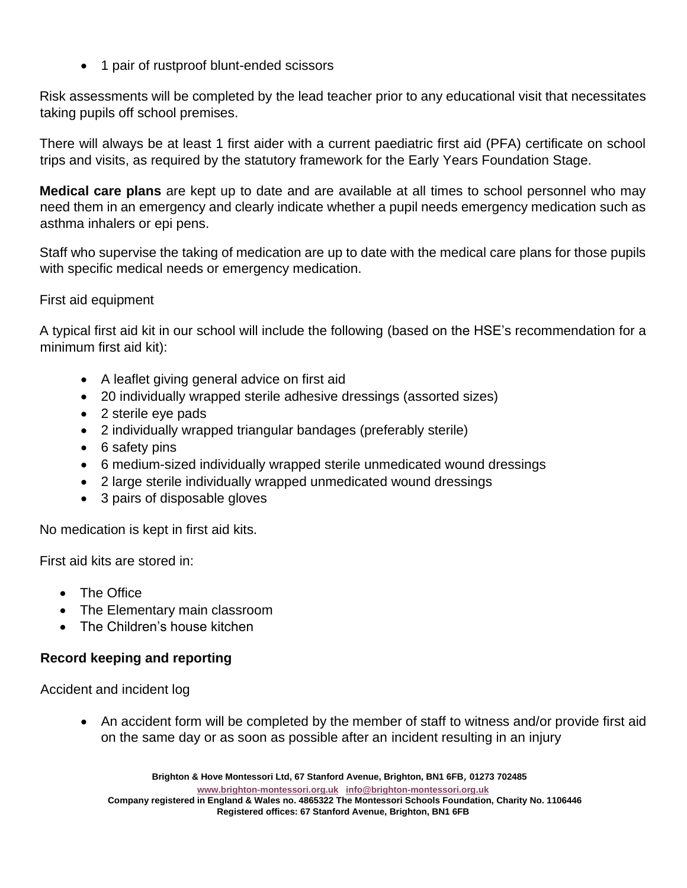- 1 pair of rustproof blunt-ended scissors

Risk assessments will be completed by the lead teacher prior to any educational visit that necessitates taking pupils off school premises.

There will always be at least 1 first aider with a current paediatric first aid (PFA) certificate on school trips and visits, as required by the statutory framework for the Early Years Foundation Stage.

**Medical care plans** are kept up to date and are available at all times to school personnel who may need them in an emergency and clearly indicate whether a pupil needs emergency medication such as asthma inhalers or epi pens.

Staff who supervise the taking of medication are up to date with the medical care plans for those pupils with specific medical needs or emergency medication.

First aid equipment

A typical first aid kit in our school will include the following (based on the HSE's recommendation for a minimum first aid kit):

- A leaflet giving general advice on first aid
- 20 individually wrapped sterile adhesive dressings (assorted sizes)
- 2 sterile eye pads
- 2 individually wrapped triangular bandages (preferably sterile)
- 6 safety pins
- 6 medium-sized individually wrapped sterile unmedicated wound dressings
- 2 large sterile individually wrapped unmedicated wound dressings
- 3 pairs of disposable gloves

No medication is kept in first aid kits.

First aid kits are stored in:

- The Office
- The Elementary main classroom
- The Children's house kitchen

### Record keeping and reporting

Accident and incident log

- An accident form will be completed by the member of staff to witness and/or provide first aid on the same day or as soon as possible after an incident resulting in an injury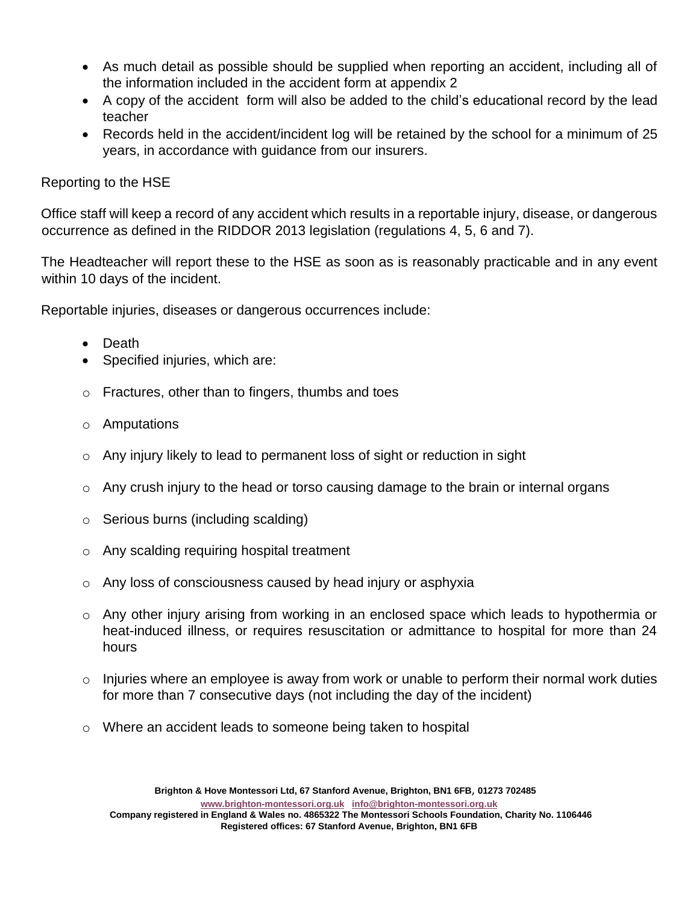- As much detail as possible should be supplied when reporting an accident, including all of the information included in the accident form at appendix 2
- A copy of the accident form will also be added to the child's educational record by the lead teacher
- Records held in the accident/incident log will be retained by the school for a minimum of 25 years, in accordance with guidance from our insurers.

Reporting to the HSE

Office staff will keep a record of any accident which results in a reportable injury, disease, or dangerous occurrence as defined in the RIDDOR 2013 legislation (regulations 4, 5, 6 and 7).

The Headteacher will report these to the HSE as soon as is reasonably practicable and in any event within 10 days of the incident.

Reportable injuries, diseases or dangerous occurrences include:

- Death
- Specified injuries, which are:
    - Fractures, other than to fingers, thumbs and toes
    - Amputations
    - Any injury likely to lead to permanent loss of sight or reduction in sight
    - Any crush injury to the head or torso causing damage to the brain or internal organs
    - Serious burns (including scalding)
    - Any scalding requiring hospital treatment
    - Any loss of consciousness caused by head injury or asphyxia
    - Any other injury arising from working in an enclosed space which leads to hypothermia or heat-induced illness, or requires resuscitation or admittance to hospital for more than 24 hours
    - Injuries where an employee is away from work or unable to perform their normal work duties for more than 7 consecutive days (not including the day of the incident)
    - Where an accident leads to someone being taken to hospital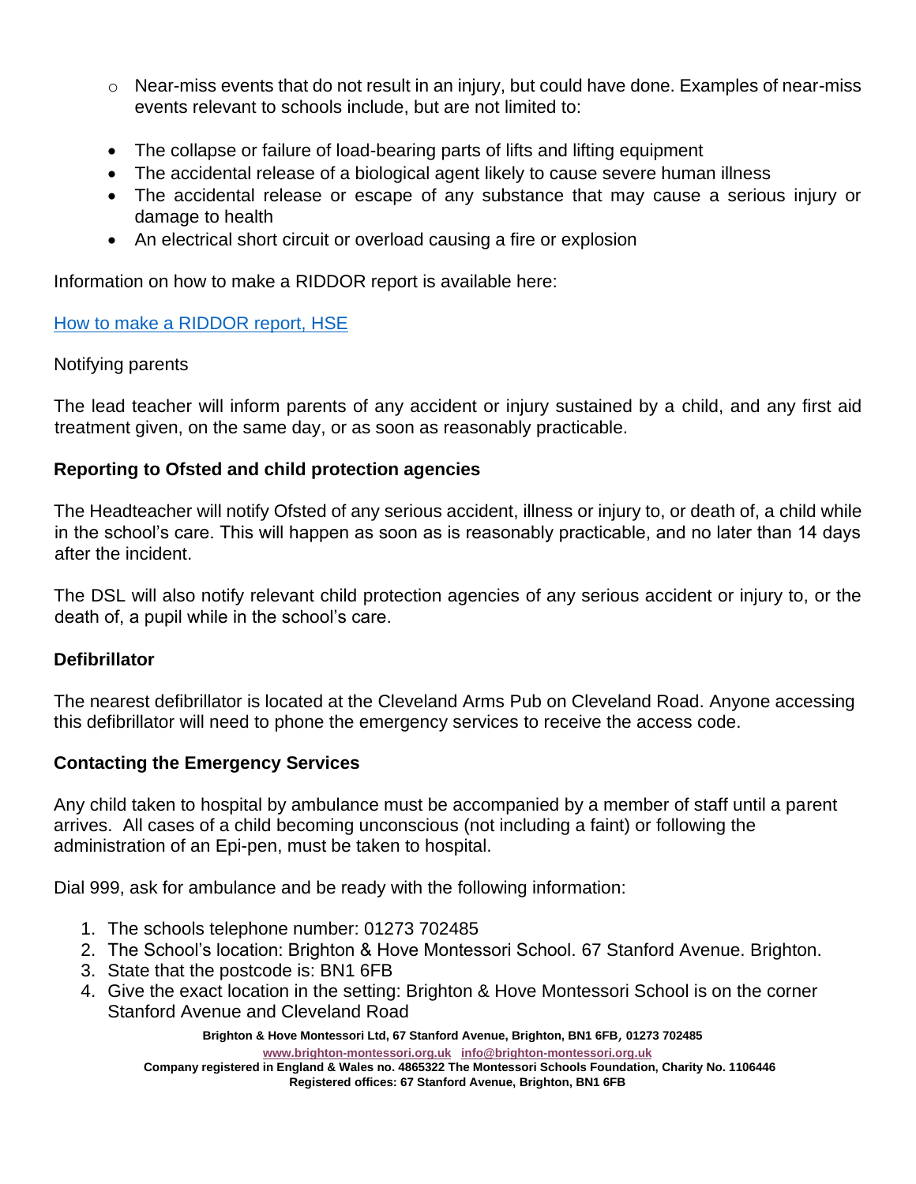- Near-miss events that do not result in an injury, but could have done. Examples of near-miss events relevant to schools include, but are not limited to:

- The collapse or failure of load-bearing parts of lifts and lifting equipment
- The accidental release of a biological agent likely to cause severe human illness
- The accidental release or escape of any substance that may cause a serious injury or damage to health
- An electrical short circuit or overload causing a fire or explosion

Information on how to make a RIDDOR report is available here:

[How to make a RIDDOR report, HSE]

Notifying parents

The lead teacher will inform parents of any accident or injury sustained by a child, and any first aid treatment given, on the same day, or as soon as reasonably practicable.

**Reporting to Ofsted and child protection agencies**

The Headteacher will notify Ofsted of any serious accident, illness or injury to, or death of, a child while in the school's care. This will happen as soon as is reasonably practicable, and no later than 14 days after the incident.

The DSL will also notify relevant child protection agencies of any serious accident or injury to, or the death of, a pupil while in the school's care.

**Defibrillator**

The nearest defibrillator is located at the Cleveland Arms Pub on Cleveland Road. Anyone accessing this defibrillator will need to phone the emergency services to receive the access code.

**Contacting the Emergency Services**

Any child taken to hospital by ambulance must be accompanied by a member of staff until a parent arrives. All cases of a child becoming unconscious (not including a faint) or following the administration of an Epi-pen, must be taken to hospital.

Dial 999, ask for ambulance and be ready with the following information:

1. The schools telephone number: 01273 702485
2. The School's location: Brighton & Hove Montessori School. 67 Stanford Avenue. Brighton.
3. State that the postcode is: BN1 6FB
4. Give the exact location in the setting: Brighton & Hove Montessori School is on the corner Stanford Avenue and Cleveland Road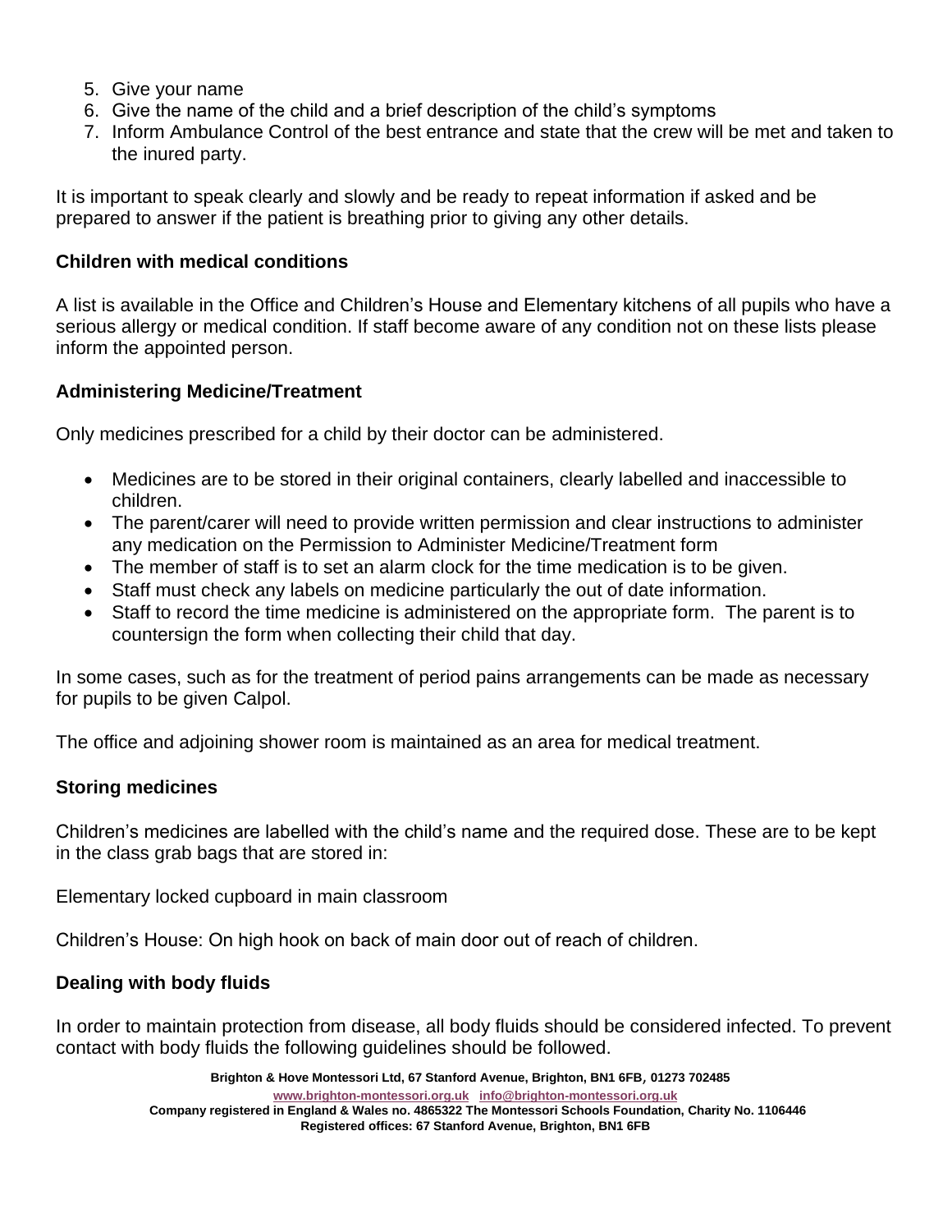5. Give your name
6. Give the name of the child and a brief description of the child's symptoms
7. Inform Ambulance Control of the best entrance and state that the crew will be met and taken to the inured party.

It is important to speak clearly and slowly and be ready to repeat information if asked and be prepared to answer if the patient is breathing prior to giving any other details.

**Children with medical conditions**

A list is available in the Office and Children's House and Elementary kitchens of all pupils who have a serious allergy or medical condition. If staff become aware of any condition not on these lists please inform the appointed person.

**Administering Medicine/Treatment**

Only medicines prescribed for a child by their doctor can be administered.

- Medicines are to be stored in their original containers, clearly labelled and inaccessible to children.
- The parent/carer will need to provide written permission and clear instructions to administer any medication on the Permission to Administer Medicine/Treatment form
- The member of staff is to set an alarm clock for the time medication is to be given.
- Staff must check any labels on medicine particularly the out of date information.
- Staff to record the time medicine is administered on the appropriate form. The parent is to countersign the form when collecting their child that day.

In some cases, such as for the treatment of period pains arrangements can be made as necessary for pupils to be given Calpol.

The office and adjoining shower room is maintained as an area for medical treatment.

**Storing medicines**

Children's medicines are labelled with the child's name and the required dose. These are to be kept in the class grab bags that are stored in:

Elementary locked cupboard in main classroom

Children's House: On high hook on back of main door out of reach of children.

**Dealing with body fluids**

In order to maintain protection from disease, all body fluids should be considered infected. To prevent contact with body fluids the following guidelines should be followed.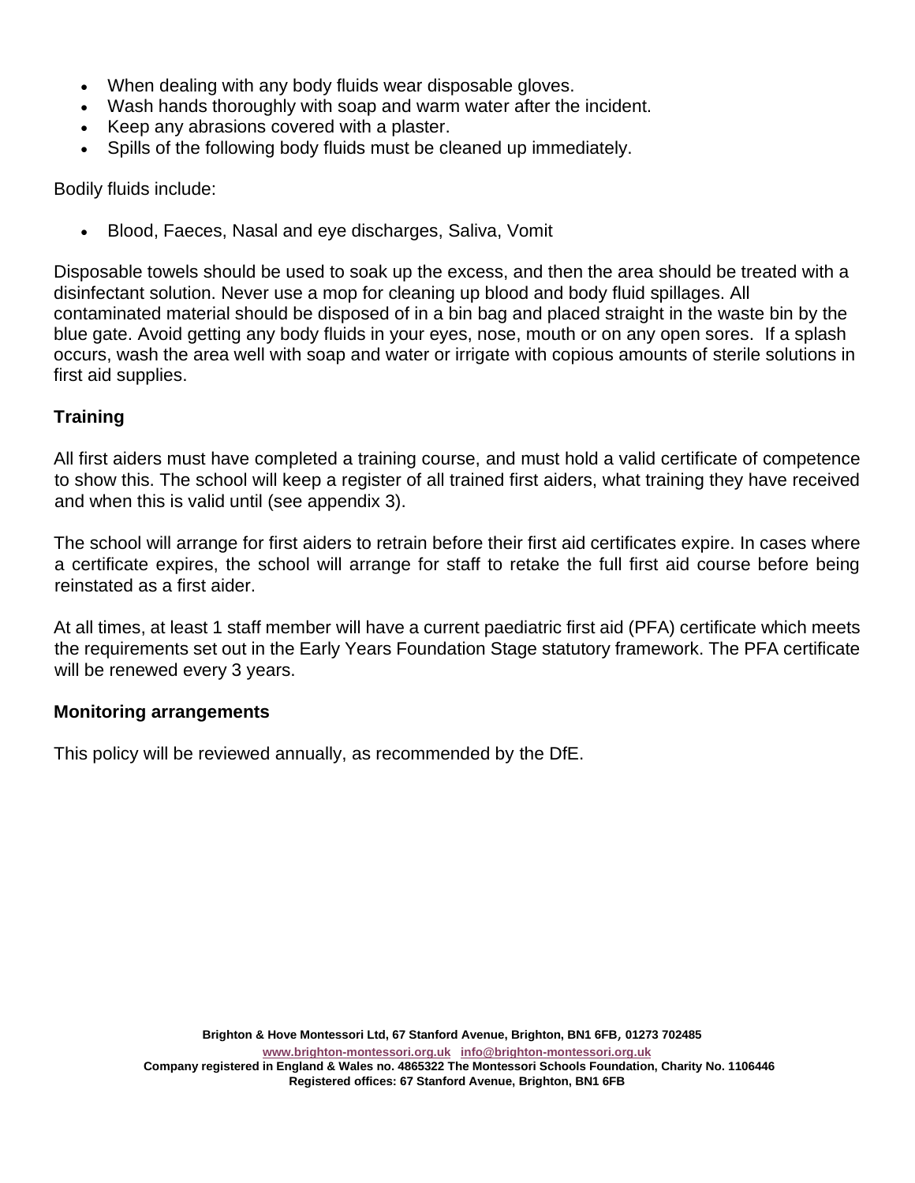- When dealing with any body fluids wear disposable gloves.
- Wash hands thoroughly with soap and warm water after the incident.
- Keep any abrasions covered with a plaster.
- Spills of the following body fluids must be cleaned up immediately.

Bodily fluids include:

- Blood, Faeces, Nasal and eye discharges, Saliva, Vomit

Disposable towels should be used to soak up the excess, and then the area should be treated with a disinfectant solution. Never use a mop for cleaning up blood and body fluid spillages. All contaminated material should be disposed of in a bin bag and placed straight in the waste bin by the blue gate. Avoid getting any body fluids in your eyes, nose, mouth or on any open sores. If a splash occurs, wash the area well with soap and water or irrigate with copious amounts of sterile solutions in first aid supplies.

**Training**

All first aiders must have completed a training course, and must hold a valid certificate of competence to show this. The school will keep a register of all trained first aiders, what training they have received and when this is valid until (see appendix 3).

The school will arrange for first aiders to retrain before their first aid certificates expire. In cases where a certificate expires, the school will arrange for staff to retake the full first aid course before being reinstated as a first aider.

At all times, at least 1 staff member will have a current paediatric first aid (PFA) certificate which meets the requirements set out in the Early Years Foundation Stage statutory framework. The PFA certificate will be renewed every 3 years.

**Monitoring arrangements**

This policy will be reviewed annually, as recommended by the DfE.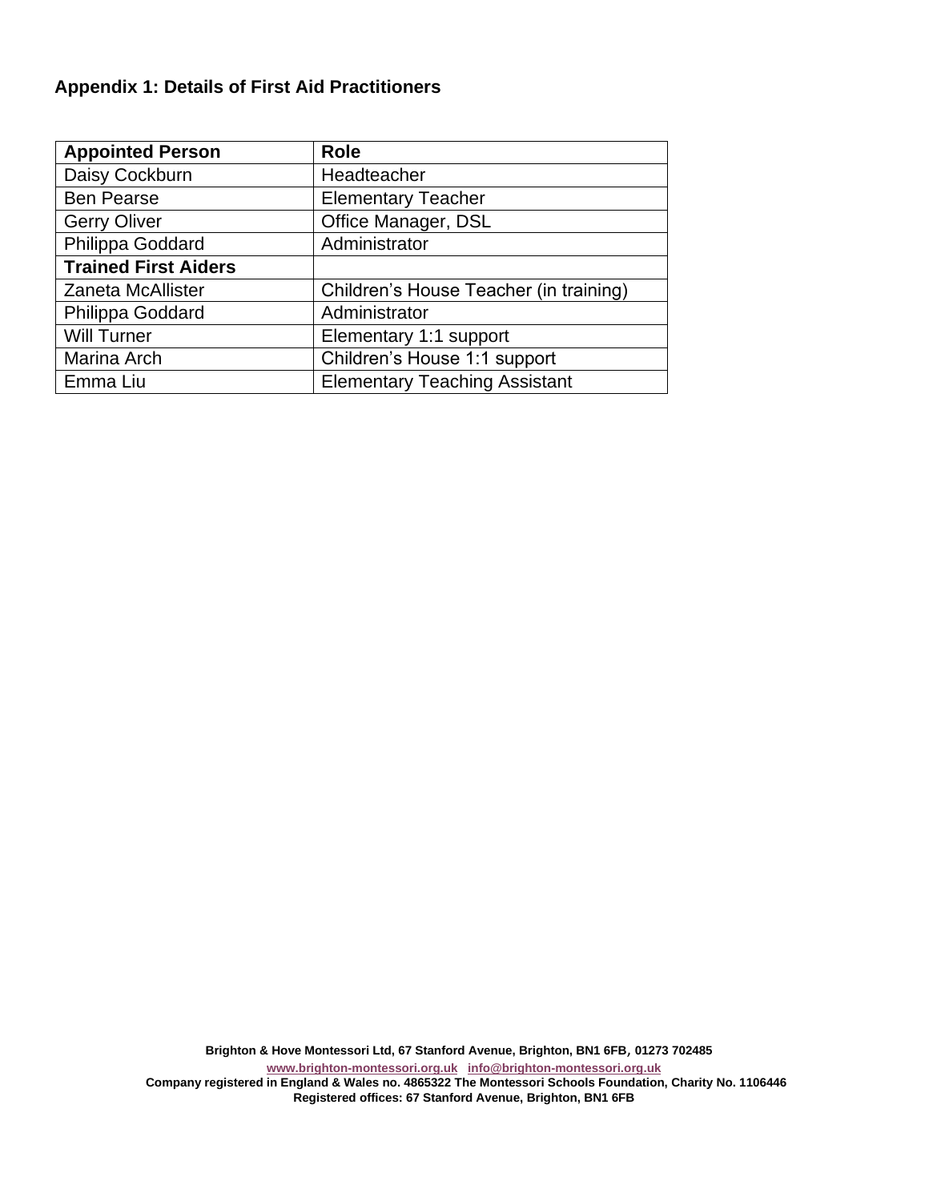**Appendix 1: Details of First Aid Practitioners**

| Appointed Person | Role |
|---|---|
| Daisy Cockburn | Headteacher |
| Ben Pearse | Elementary Teacher |
| Gerry Oliver | Office Manager, DSL |
| Philippa Goddard | Administrator |
| **Trained First Aiders** | |
| Zaneta McAllister | Children's House Teacher (in training) |
| Philippa Goddard | Administrator |
| Will Turner | Elementary 1:1 support |
| Marina Arch | Children's House 1:1 support |
| Emma Liu | Elementary Teaching Assistant |